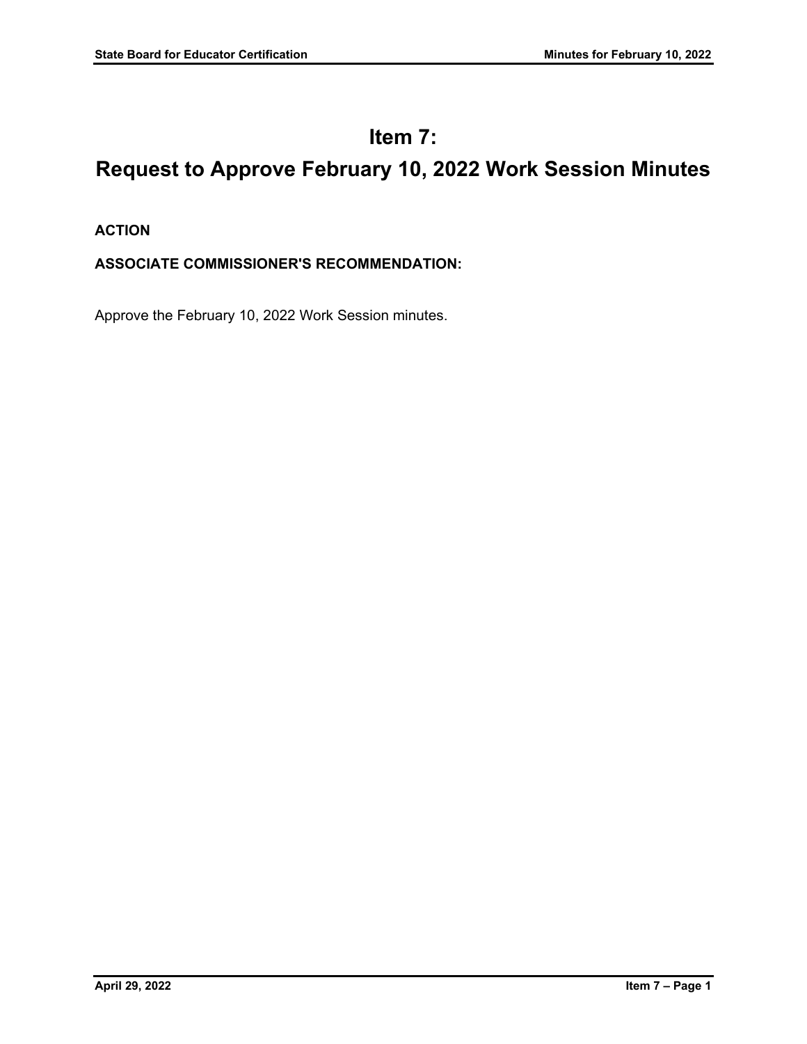# Item 7:

# Request to Approve February 10, 2022 Work Session Minutes

**ACTION**

**ASSOCIATE COMMISSIONER'S RECOMMENDATION:**

Approve the February 10, 2022 Work Session minutes.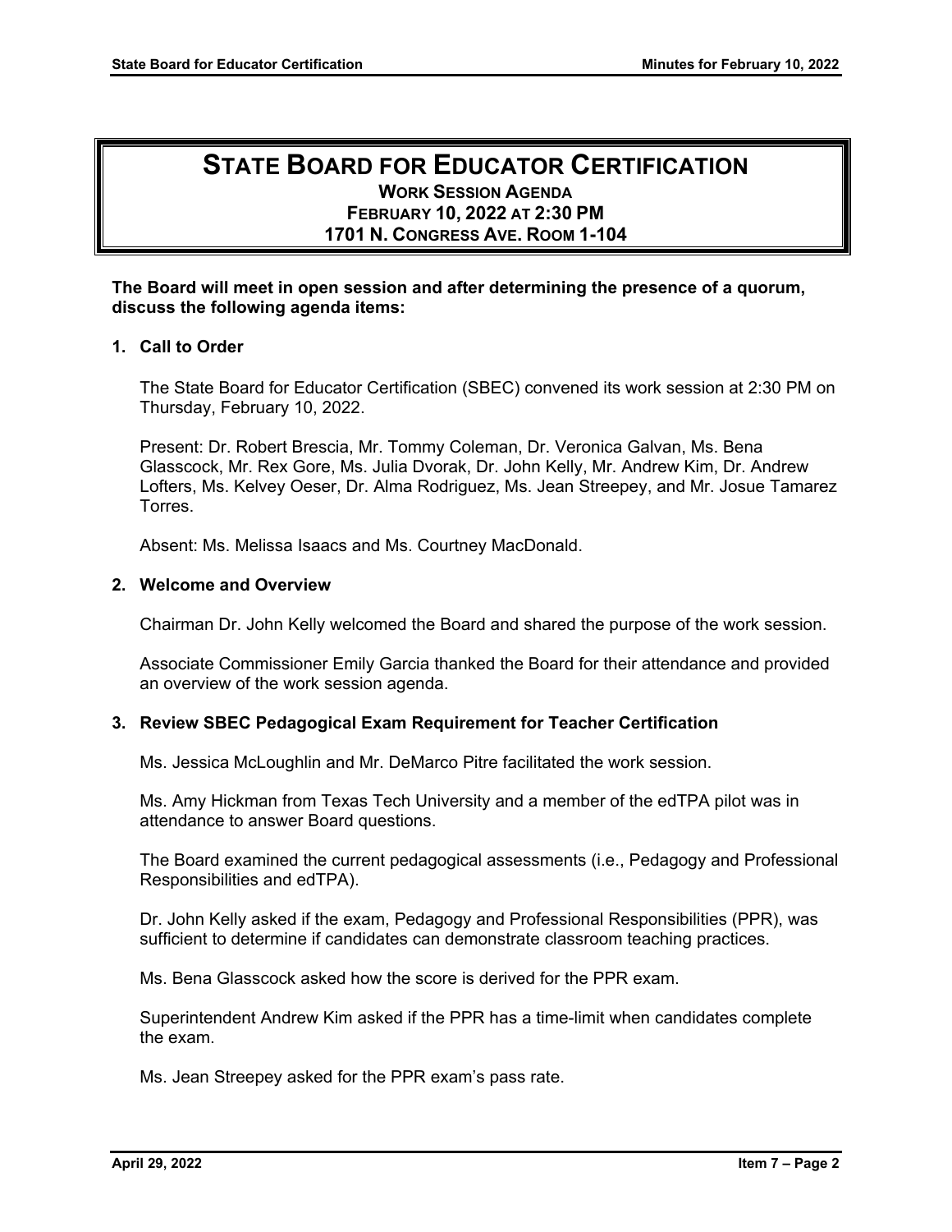# STATE BOARD FOR EDUCATOR CERTIFICATION

**WORK SESSION AGENDA**
**FEBRUARY 10, 2022 AT 2:30 PM**
**1701 N. CONGRESS AVE. ROOM 1-104**

**The Board will meet in open session and after determining the presence of a quorum, discuss the following agenda items:**

**1. Call to Order**

The State Board for Educator Certification (SBEC) convened its work session at 2:30 PM on Thursday, February 10, 2022.

Present: Dr. Robert Brescia, Mr. Tommy Coleman, Dr. Veronica Galvan, Ms. Bena Glasscock, Mr. Rex Gore, Ms. Julia Dvorak, Dr. John Kelly, Mr. Andrew Kim, Dr. Andrew Lofters, Ms. Kelvey Oeser, Dr. Alma Rodriguez, Ms. Jean Streepey, and Mr. Josue Tamarez Torres.

Absent: Ms. Melissa Isaacs and Ms. Courtney MacDonald.

**2. Welcome and Overview**

Chairman Dr. John Kelly welcomed the Board and shared the purpose of the work session.

Associate Commissioner Emily Garcia thanked the Board for their attendance and provided an overview of the work session agenda.

**3. Review SBEC Pedagogical Exam Requirement for Teacher Certification**

Ms. Jessica McLoughlin and Mr. DeMarco Pitre facilitated the work session.

Ms. Amy Hickman from Texas Tech University and a member of the edTPA pilot was in attendance to answer Board questions.

The Board examined the current pedagogical assessments (i.e., Pedagogy and Professional Responsibilities and edTPA).

Dr. John Kelly asked if the exam, Pedagogy and Professional Responsibilities (PPR), was sufficient to determine if candidates can demonstrate classroom teaching practices.

Ms. Bena Glasscock asked how the score is derived for the PPR exam.

Superintendent Andrew Kim asked if the PPR has a time-limit when candidates complete the exam.

Ms. Jean Streepey asked for the PPR exam's pass rate.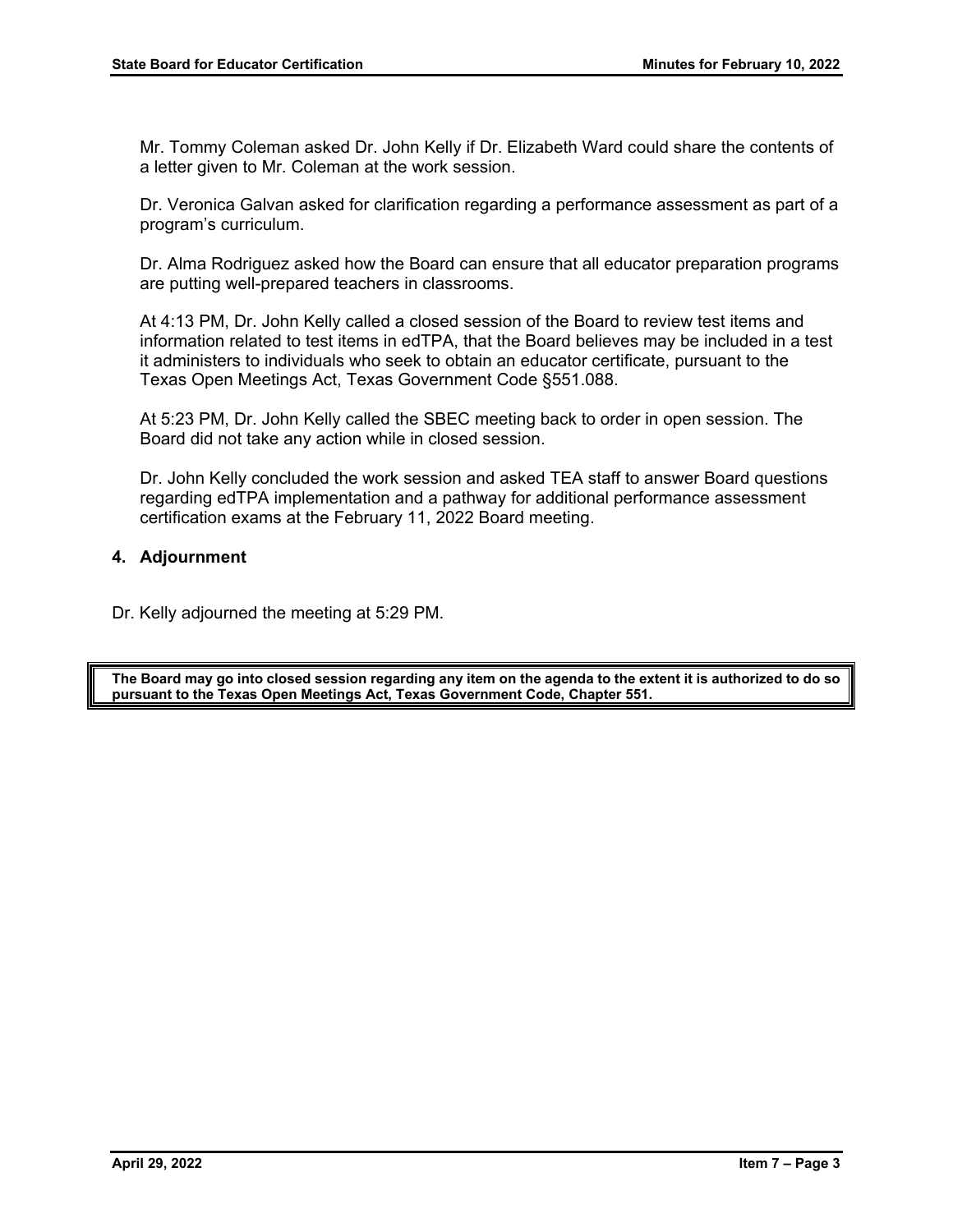Mr. Tommy Coleman asked Dr. John Kelly if Dr. Elizabeth Ward could share the contents of a letter given to Mr. Coleman at the work session.

Dr. Veronica Galvan asked for clarification regarding a performance assessment as part of a program's curriculum.

Dr. Alma Rodriguez asked how the Board can ensure that all educator preparation programs are putting well-prepared teachers in classrooms.

At 4:13 PM, Dr. John Kelly called a closed session of the Board to review test items and information related to test items in edTPA, that the Board believes may be included in a test it administers to individuals who seek to obtain an educator certificate, pursuant to the Texas Open Meetings Act, Texas Government Code §551.088.

At 5:23 PM, Dr. John Kelly called the SBEC meeting back to order in open session. The Board did not take any action while in closed session.

Dr. John Kelly concluded the work session and asked TEA staff to answer Board questions regarding edTPA implementation and a pathway for additional performance assessment certification exams at the February 11, 2022 Board meeting.

## 4. Adjournment

Dr. Kelly adjourned the meeting at 5:29 PM.

**The Board may go into closed session regarding any item on the agenda to the extent it is authorized to do so pursuant to the Texas Open Meetings Act, Texas Government Code, Chapter 551.**